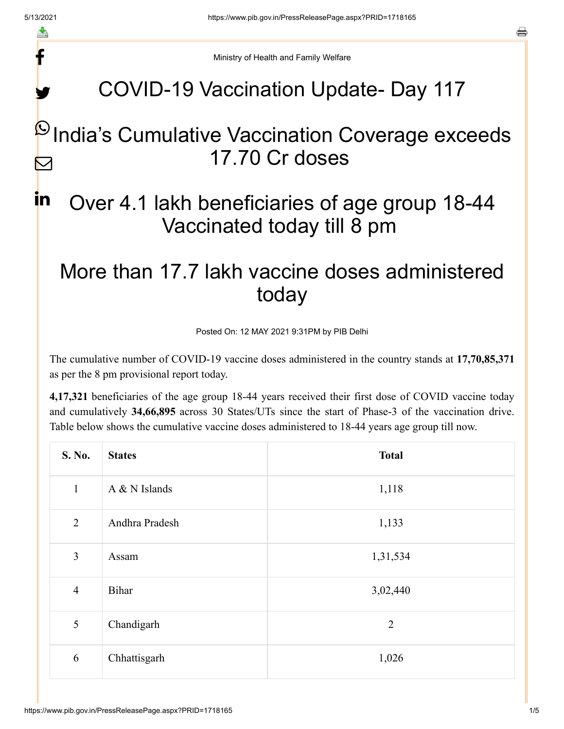Ministry of Health and Family Welfare

# COVID-19 Vaccination Update- Day 117

## India's Cumulative Vaccination Coverage exceeds 17.70 Cr doses

## Over 4.1 lakh beneficiaries of age group 18-44 Vaccinated today till 8 pm

## More than 17.7 lakh vaccine doses administered today

Posted On: 12 MAY 2021 9:31PM by PIB Delhi

The cumulative number of COVID-19 vaccine doses administered in the country stands at **17,70,85,371** as per the 8 pm provisional report today.

**4,17,321** beneficiaries of the age group 18-44 years received their first dose of COVID vaccine today and cumulatively **34,66,895** across 30 States/UTs since the start of Phase-3 of the vaccination drive. Table below shows the cumulative vaccine doses administered to 18-44 years age group till now.

| S. No. | States | Total |
|---|---|---|
| 1 | A & N Islands | 1,118 |
| 2 | Andhra Pradesh | 1,133 |
| 3 | Assam | 1,31,534 |
| 4 | Bihar | 3,02,440 |
| 5 | Chandigarh | 2 |
| 6 | Chhattisgarh | 1,026 |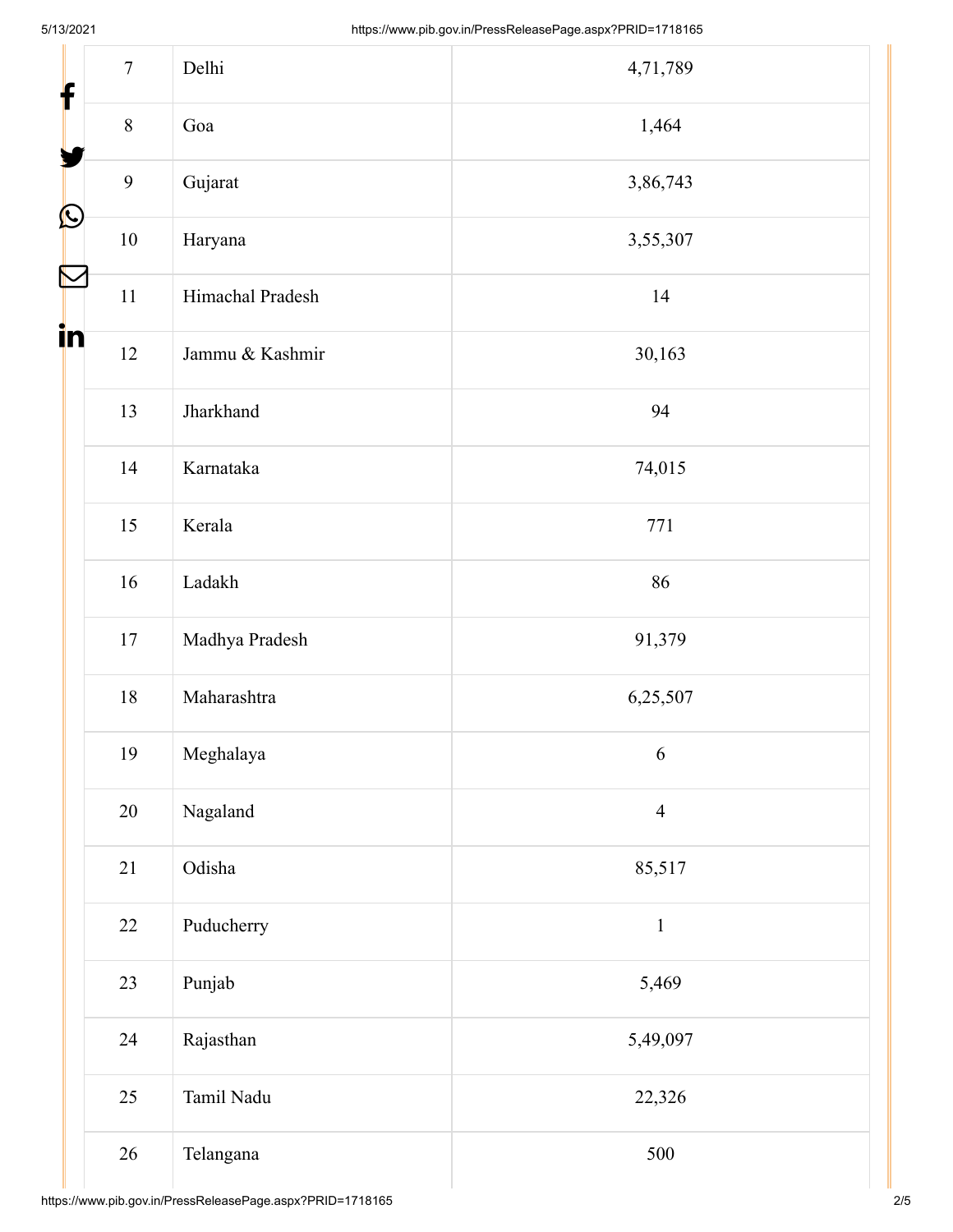| 7 | Delhi | 4,71,789 |
|---|---|---|
| 8 | Goa | 1,464 |
| 9 | Gujarat | 3,86,743 |
| 10 | Haryana | 3,55,307 |
| 11 | Himachal Pradesh | 14 |
| 12 | Jammu & Kashmir | 30,163 |
| 13 | Jharkhand | 94 |
| 14 | Karnataka | 74,015 |
| 15 | Kerala | 771 |
| 16 | Ladakh | 86 |
| 17 | Madhya Pradesh | 91,379 |
| 18 | Maharashtra | 6,25,507 |
| 19 | Meghalaya | 6 |
| 20 | Nagaland | 4 |
| 21 | Odisha | 85,517 |
| 22 | Puducherry | 1 |
| 23 | Punjab | 5,469 |
| 24 | Rajasthan | 5,49,097 |
| 25 | Tamil Nadu | 22,326 |
| 26 | Telangana | 500 |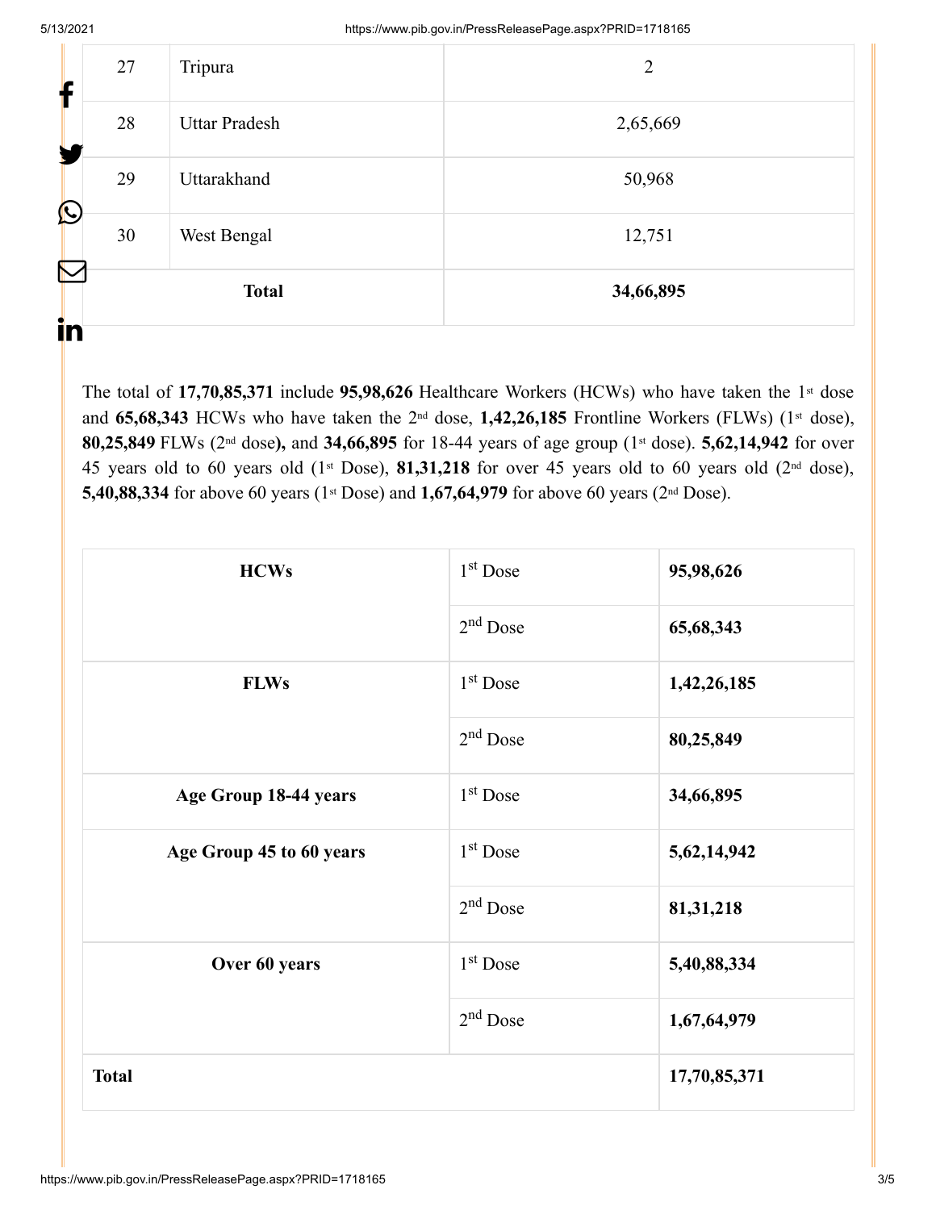| 27 | Tripura | 2 |
|---|---|---|
| 28 | Uttar Pradesh | 2,65,669 |
| 29 | Uttarakhand | 50,968 |
| 30 | West Bengal | 12,751 |
| | **Total** | **34,66,895** |

The total of **17,70,85,371** include **95,98,626** Healthcare Workers (HCWs) who have taken the 1st dose and **65,68,343** HCWs who have taken the 2nd dose, **1,42,26,185** Frontline Workers (FLWs) (1st dose), **80,25,849** FLWs (2nd dose**),** and **34,66,895** for 18-44 years of age group (1st dose). **5,62,14,942** for over 45 years old to 60 years old (1st Dose), **81,31,218** for over 45 years old to 60 years old (2nd dose), **5,40,88,334** for above 60 years (1st Dose) and **1,67,64,979** for above 60 years (2nd Dose).

| | | |
|---|---|---|
| **HCWs** | 1st Dose | **95,98,626** |
| | 2nd Dose | **65,68,343** |
| **FLWs** | 1st Dose | **1,42,26,185** |
| | 2nd Dose | **80,25,849** |
| **Age Group 18-44 years** | 1st Dose | **34,66,895** |
| **Age Group 45 to 60 years** | 1st Dose | **5,62,14,942** |
| | 2nd Dose | **81,31,218** |
| **Over 60 years** | 1st Dose | **5,40,88,334** |
| | 2nd Dose | **1,67,64,979** |
| **Total** | | **17,70,85,371** |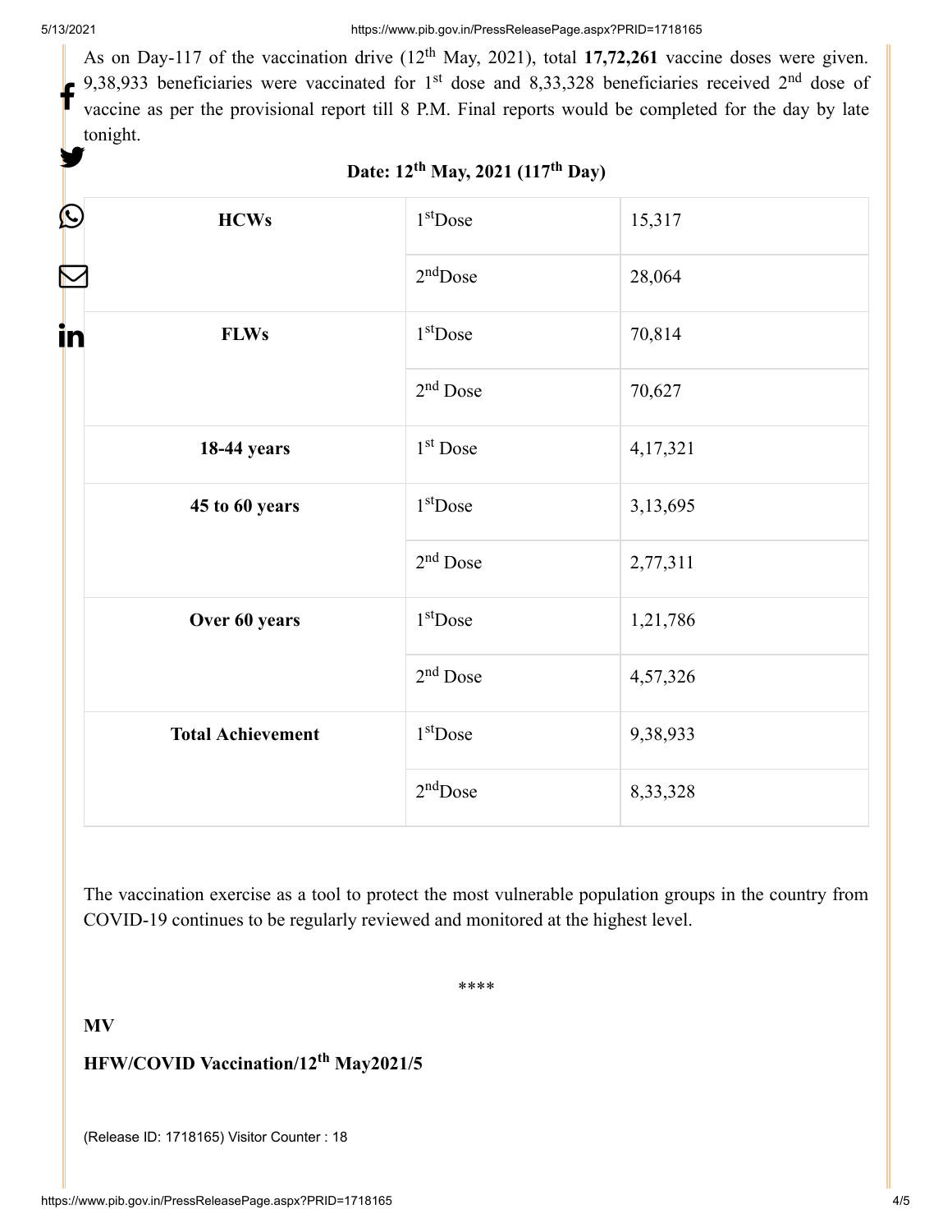As on Day-117 of the vaccination drive (12th May, 2021), total **17,72,261** vaccine doses were given. 9,38,933 beneficiaries were vaccinated for 1st dose and 8,33,328 beneficiaries received 2nd dose of vaccine as per the provisional report till 8 P.M. Final reports would be completed for the day by late tonight.

**Date: 12th May, 2021 (117th Day)**

| | | |
|---|---|---|
| **HCWs** | 1st Dose | 15,317 |
| | 2nd Dose | 28,064 |
| **FLWs** | 1st Dose | 70,814 |
| | 2nd Dose | 70,627 |
| **18-44 years** | 1st Dose | 4,17,321 |
| **45 to 60 years** | 1st Dose | 3,13,695 |
| | 2nd Dose | 2,77,311 |
| **Over 60 years** | 1st Dose | 1,21,786 |
| | 2nd Dose | 4,57,326 |
| **Total Achievement** | 1st Dose | 9,38,933 |
| | 2nd Dose | 8,33,328 |

The vaccination exercise as a tool to protect the most vulnerable population groups in the country from COVID-19 continues to be regularly reviewed and monitored at the highest level.

****

**MV**

**HFW/COVID Vaccination/12th May2021/5**

(Release ID: 1718165) Visitor Counter : 18